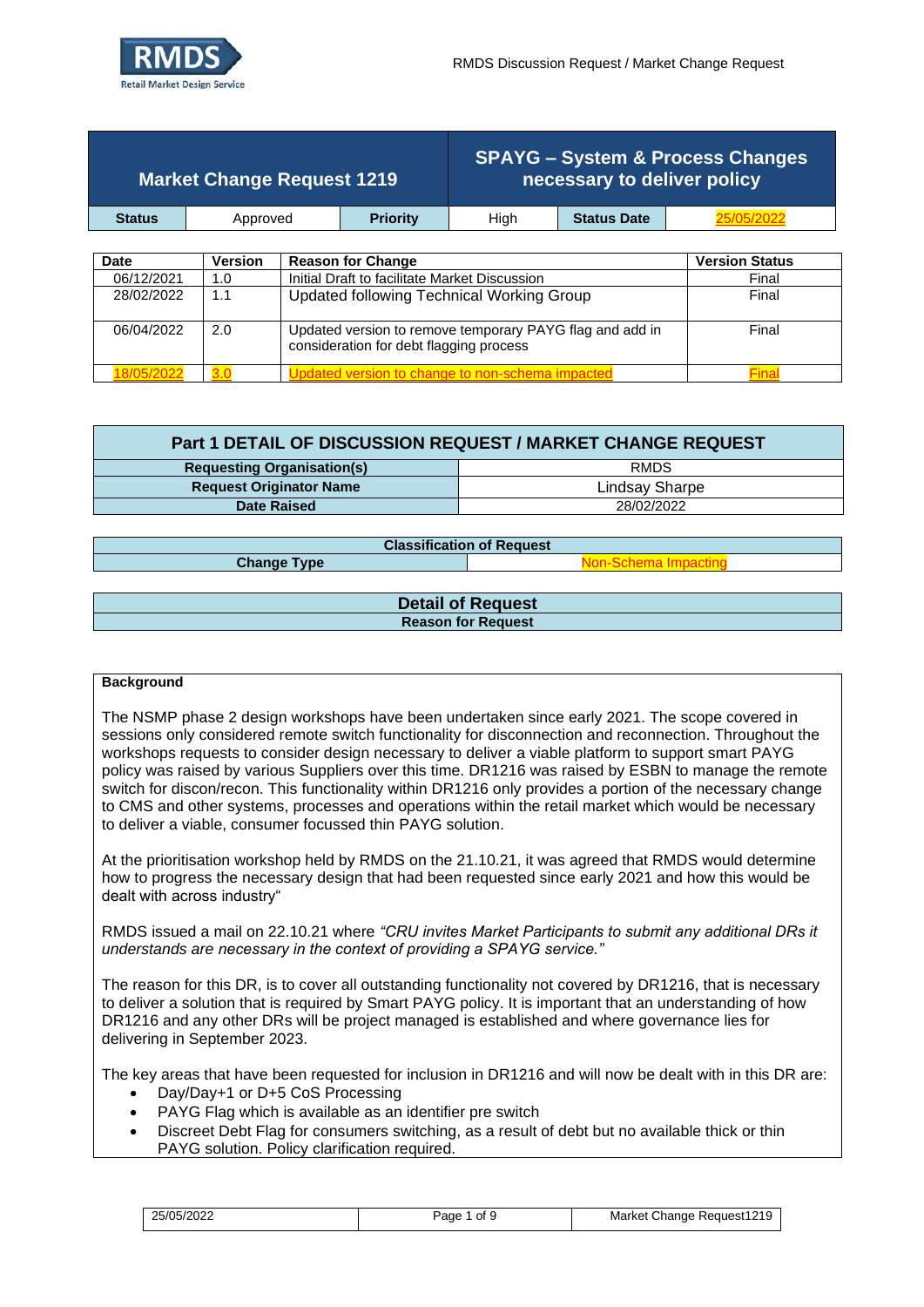| Market Change Request 1219 | | SPAYG – System & Process Changes necessary to deliver policy | | | |
|---|---|---|---|---|---|
| **Status** | Approved | **Priority** | High | **Status Date** | 25/05/2022 |

| Date | Version | Reason for Change | Version Status |
|---|---|---|---|
| 06/12/2021 | 1.0 | Initial Draft to facilitate Market Discussion | Final |
| 28/02/2022 | 1.1 | Updated following Technical Working Group | Final |
| 06/04/2022 | 2.0 | Updated version to remove temporary PAYG flag and add in consideration for debt flagging process | Final |
| 18/05/2022 | 3.0 | Updated version to change to non-schema impacted | Final |

## Part 1 DETAIL OF DISCUSSION REQUEST / MARKET CHANGE REQUEST

| | |
|---|---|
| **Requesting Organisation(s)** | RMDS |
| **Request Originator Name** | Lindsay Sharpe |
| **Date Raised** | 28/02/2022 |

| Classification of Request | |
|---|---|
| **Change Type** | Non-Schema Impacting |

### Detail of Request

**Reason for Request**

**Background**

The NSMP phase 2 design workshops have been undertaken since early 2021. The scope covered in sessions only considered remote switch functionality for disconnection and reconnection. Throughout the workshops requests to consider design necessary to deliver a viable platform to support smart PAYG policy was raised by various Suppliers over this time. DR1216 was raised by ESBN to manage the remote switch for discon/recon. This functionality within DR1216 only provides a portion of the necessary change to CMS and other systems, processes and operations within the retail market which would be necessary to deliver a viable, consumer focussed thin PAYG solution.

At the prioritisation workshop held by RMDS on the 21.10.21, it was agreed that RMDS would determine how to progress the necessary design that had been requested since early 2021 and how this would be dealt with across industry"

RMDS issued a mail on 22.10.21 where *"CRU invites Market Participants to submit any additional DRs it understands are necessary in the context of providing a SPAYG service."*

The reason for this DR, is to cover all outstanding functionality not covered by DR1216, that is necessary to deliver a solution that is required by Smart PAYG policy. It is important that an understanding of how DR1216 and any other DRs will be project managed is established and where governance lies for delivering in September 2023.

The key areas that have been requested for inclusion in DR1216 and will now be dealt with in this DR are:

- Day/Day+1 or D+5 CoS Processing
- PAYG Flag which is available as an identifier pre switch
- Discreet Debt Flag for consumers switching, as a result of debt but no available thick or thin PAYG solution. Policy clarification required.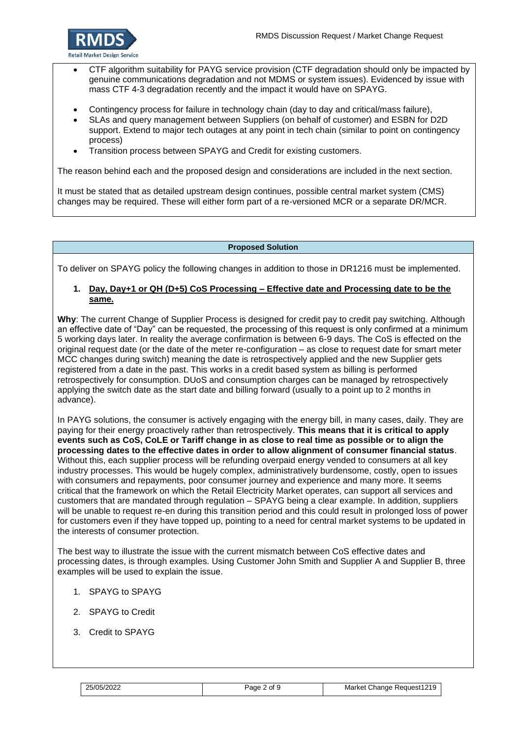- CTF algorithm suitability for PAYG service provision (CTF degradation should only be impacted by genuine communications degradation and not MDMS or system issues). Evidenced by issue with mass CTF 4-3 degradation recently and the impact it would have on SPAYG.
- Contingency process for failure in technology chain (day to day and critical/mass failure),
- SLAs and query management between Suppliers (on behalf of customer) and ESBN for D2D support. Extend to major tech outages at any point in tech chain (similar to point on contingency process)
- Transition process between SPAYG and Credit for existing customers.

The reason behind each and the proposed design and considerations are included in the next section.

It must be stated that as detailed upstream design continues, possible central market system (CMS) changes may be required. These will either form part of a re-versioned MCR or a separate DR/MCR.

**Proposed Solution**

To deliver on SPAYG policy the following changes in addition to those in DR1216 must be implemented.

1. **Day, Day+1 or QH (D+5) CoS Processing – Effective date and Processing date to be the same.**

**Why**: The current Change of Supplier Process is designed for credit pay to credit pay switching. Although an effective date of "Day" can be requested, the processing of this request is only confirmed at a minimum 5 working days later. In reality the average confirmation is between 6-9 days. The CoS is effected on the original request date (or the date of the meter re-configuration – as close to request date for smart meter MCC changes during switch) meaning the date is retrospectively applied and the new Supplier gets registered from a date in the past. This works in a credit based system as billing is performed retrospectively for consumption. DUoS and consumption charges can be managed by retrospectively applying the switch date as the start date and billing forward (usually to a point up to 2 months in advance).

In PAYG solutions, the consumer is actively engaging with the energy bill, in many cases, daily. They are paying for their energy proactively rather than retrospectively. **This means that it is critical to apply events such as CoS, CoLE or Tariff change in as close to real time as possible or to align the processing dates to the effective dates in order to allow alignment of consumer financial status**. Without this, each supplier process will be refunding overpaid energy vended to consumers at all key industry processes. This would be hugely complex, administratively burdensome, costly, open to issues with consumers and repayments, poor consumer journey and experience and many more. It seems critical that the framework on which the Retail Electricity Market operates, can support all services and customers that are mandated through regulation – SPAYG being a clear example. In addition, suppliers will be unable to request re-en during this transition period and this could result in prolonged loss of power for customers even if they have topped up, pointing to a need for central market systems to be updated in the interests of consumer protection.

The best way to illustrate the issue with the current mismatch between CoS effective dates and processing dates, is through examples. Using Customer John Smith and Supplier A and Supplier B, three examples will be used to explain the issue.

1. SPAYG to SPAYG
2. SPAYG to Credit
3. Credit to SPAYG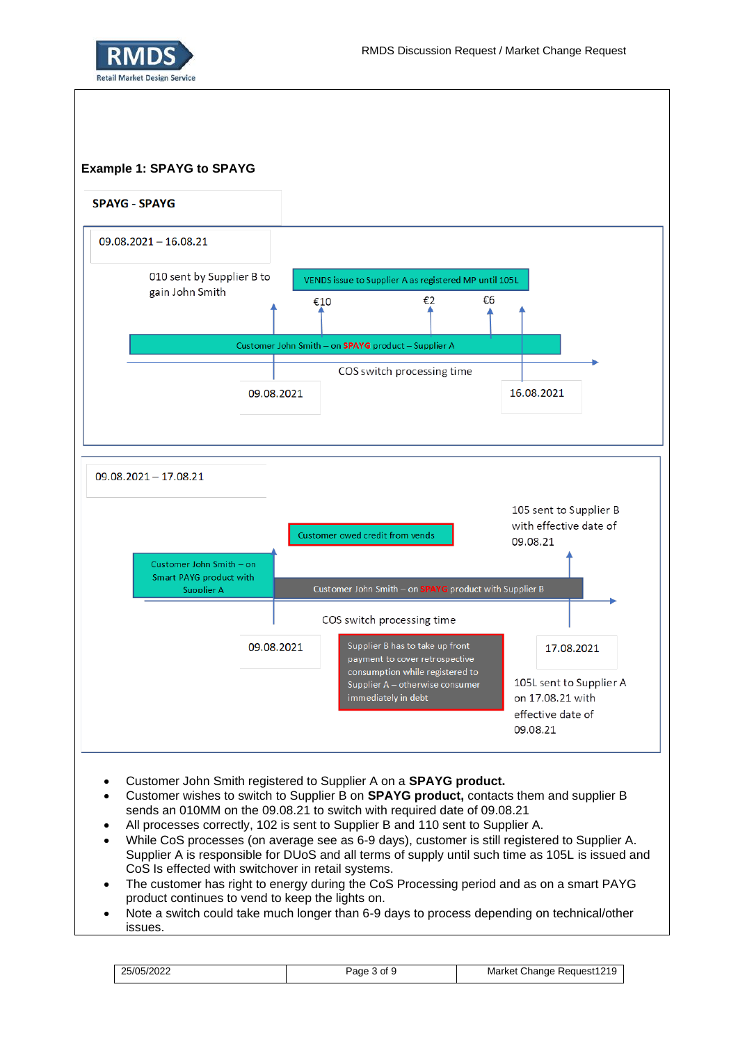**Example 1: SPAYG to SPAYG**

**SPAYG - SPAYG**

09.08.2021 – 16.08.21

010 sent by Supplier B to gain John Smith

VENDS issue to Supplier A as registered MP until 105L

€10 €2 €6

Customer John Smith – on SPAYG product – Supplier A

COS switch processing time

09.08.2021

16.08.2021

09.08.2021 – 17.08.21

105 sent to Supplier B with effective date of 09.08.21

Customer owed credit from vends

Customer John Smith – on Smart PAYG product with Supplier A

Customer John Smith – on SPAYG product with Supplier B

COS switch processing time

09.08.2021

Supplier B has to take up front payment to cover retrospective consumption while registered to Supplier A – otherwise consumer immediately in debt

17.08.2021

105L sent to Supplier A on 17.08.21 with effective date of 09.08.21

- Customer John Smith registered to Supplier A on a **SPAYG product.**
- Customer wishes to switch to Supplier B on **SPAYG product,** contacts them and supplier B sends an 010MM on the 09.08.21 to switch with required date of 09.08.21
- All processes correctly, 102 is sent to Supplier B and 110 sent to Supplier A.
- While CoS processes (on average see as 6-9 days), customer is still registered to Supplier A. Supplier A is responsible for DUoS and all terms of supply until such time as 105L is issued and CoS Is effected with switchover in retail systems.
- The customer has right to energy during the CoS Processing period and as on a smart PAYG product continues to vend to keep the lights on.
- Note a switch could take much longer than 6-9 days to process depending on technical/other issues.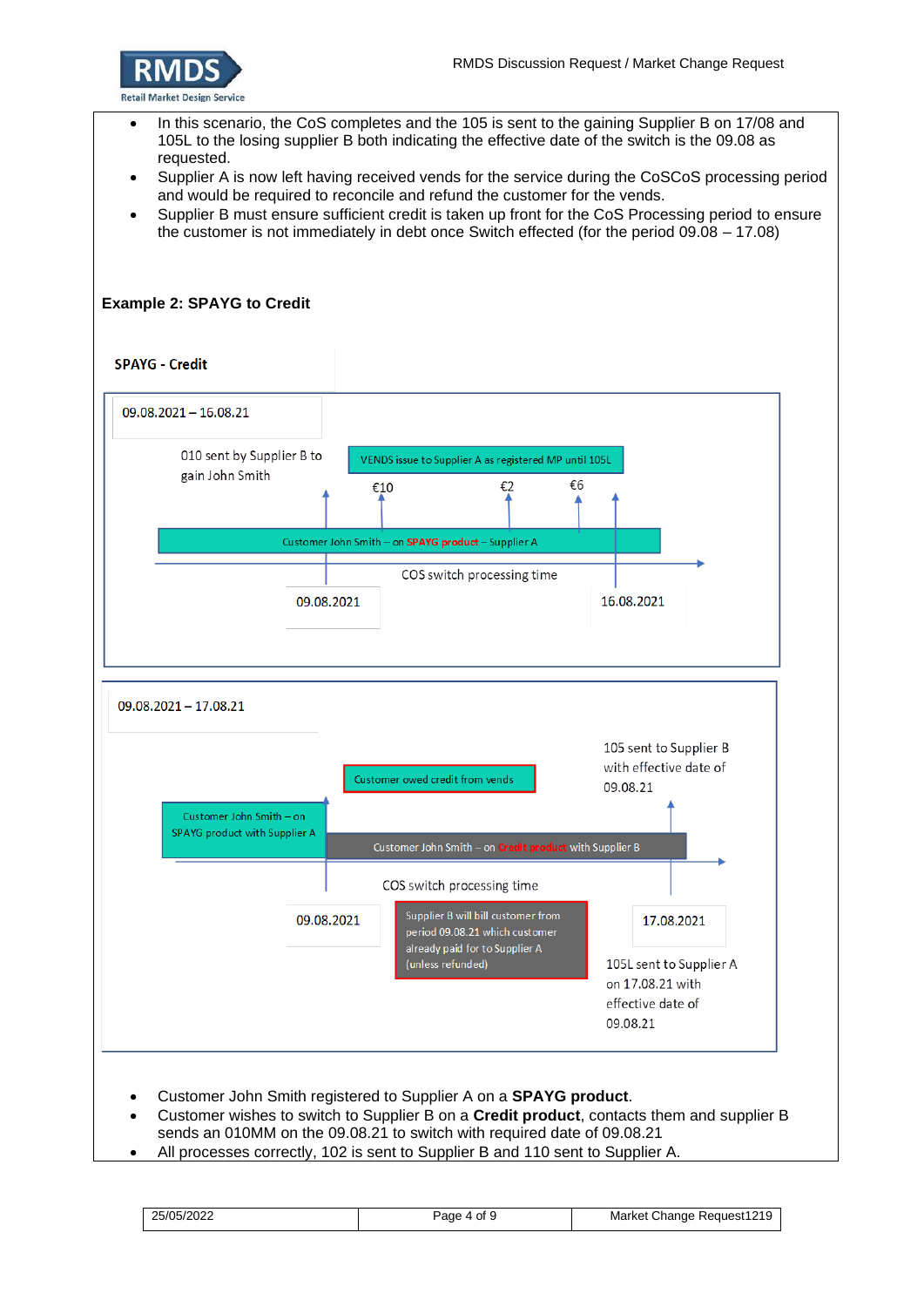- In this scenario, the CoS completes and the 105 is sent to the gaining Supplier B on 17/08 and 105L to the losing supplier B both indicating the effective date of the switch is the 09.08 as requested.
- Supplier A is now left having received vends for the service during the CoSCoS processing period and would be required to reconcile and refund the customer for the vends.
- Supplier B must ensure sufficient credit is taken up front for the CoS Processing period to ensure the customer is not immediately in debt once Switch effected (for the period 09.08 – 17.08)

**Example 2: SPAYG to Credit**

**SPAYG - Credit**

09.08.2021 – 16.08.21

010 sent by Supplier B to gain John Smith

VENDS issue to Supplier A as registered MP until 105L

€10 €2 €6

Customer John Smith – on SPAYG product – Supplier A

COS switch processing time

09.08.2021 16.08.2021

09.08.2021 – 17.08.21

Customer owed credit from vends

105 sent to Supplier B with effective date of 09.08.21

Customer John Smith – on SPAYG product with Supplier A

Customer John Smith – on Credit product with Supplier B

COS switch processing time

09.08.2021

Supplier B will bill customer from period 09.08.21 which customer already paid for to Supplier A (unless refunded)

17.08.2021

105L sent to Supplier A on 17.08.21 with effective date of 09.08.21

- Customer John Smith registered to Supplier A on a **SPAYG product**.
- Customer wishes to switch to Supplier B on a **Credit product**, contacts them and supplier B sends an 010MM on the 09.08.21 to switch with required date of 09.08.21
- All processes correctly, 102 is sent to Supplier B and 110 sent to Supplier A.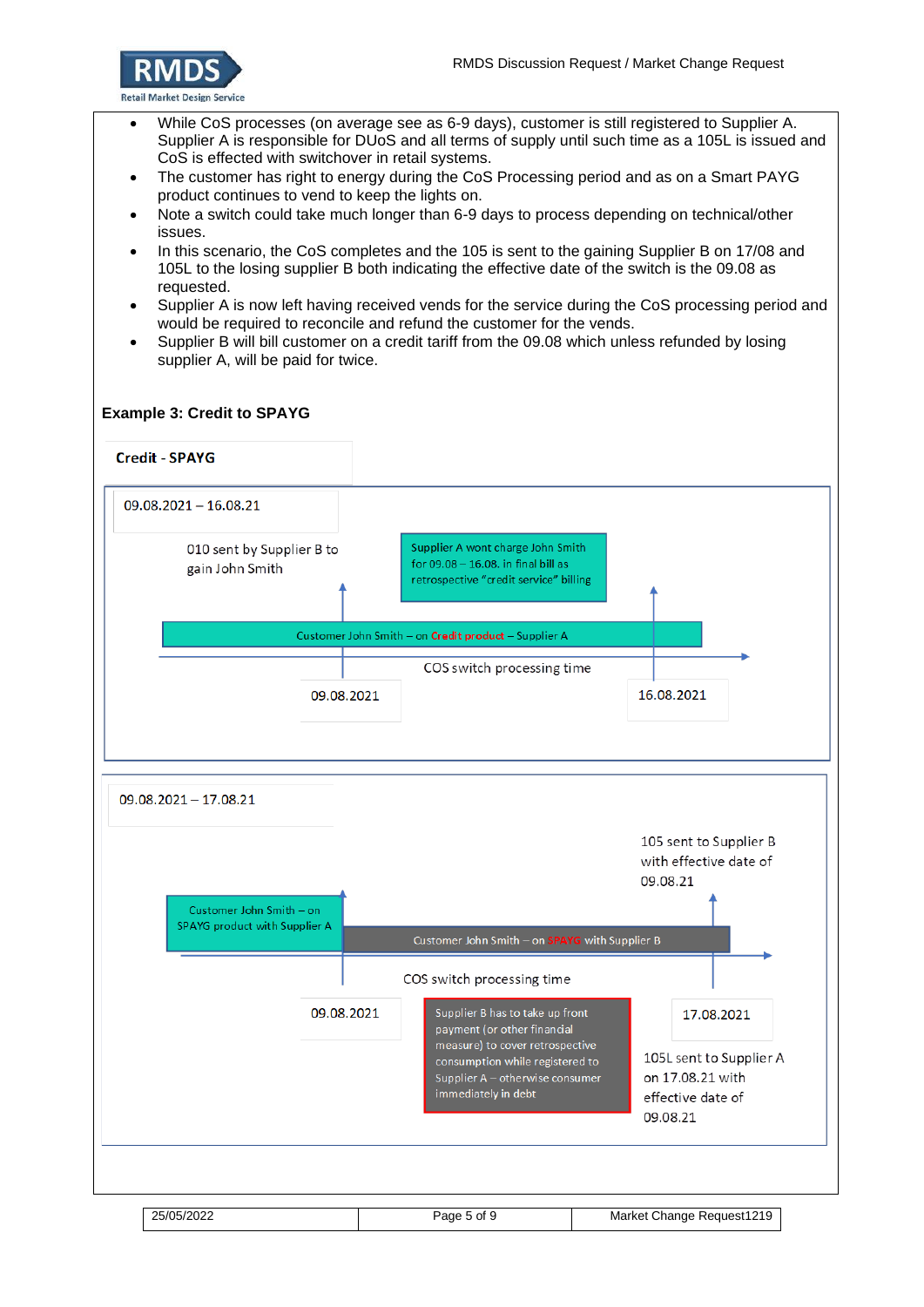- While CoS processes (on average see as 6-9 days), customer is still registered to Supplier A. Supplier A is responsible for DUoS and all terms of supply until such time as a 105L is issued and CoS is effected with switchover in retail systems.
- The customer has right to energy during the CoS Processing period and as on a Smart PAYG product continues to vend to keep the lights on.
- Note a switch could take much longer than 6-9 days to process depending on technical/other issues.
- In this scenario, the CoS completes and the 105 is sent to the gaining Supplier B on 17/08 and 105L to the losing supplier B both indicating the effective date of the switch is the 09.08 as requested.
- Supplier A is now left having received vends for the service during the CoS processing period and would be required to reconcile and refund the customer for the vends.
- Supplier B will bill customer on a credit tariff from the 09.08 which unless refunded by losing supplier A, will be paid for twice.

**Example 3: Credit to SPAYG**

**Credit - SPAYG**

09.08.2021 – 16.08.21

010 sent by Supplier B to gain John Smith

Supplier A wont charge John Smith for 09.08 – 16.08. in final bill as retrospective "credit service" billing

Customer John Smith – on Credit product – Supplier A

COS switch processing time

09.08.2021

16.08.2021

09.08.2021 – 17.08.21

105 sent to Supplier B with effective date of 09.08.21

Customer John Smith – on SPAYG product with Supplier A

Customer John Smith – on SPAYG with Supplier B

COS switch processing time

09.08.2021

Supplier B has to take up front payment (or other financial measure) to cover retrospective consumption while registered to Supplier A – otherwise consumer immediately in debt

17.08.2021

105L sent to Supplier A on 17.08.21 with effective date of 09.08.21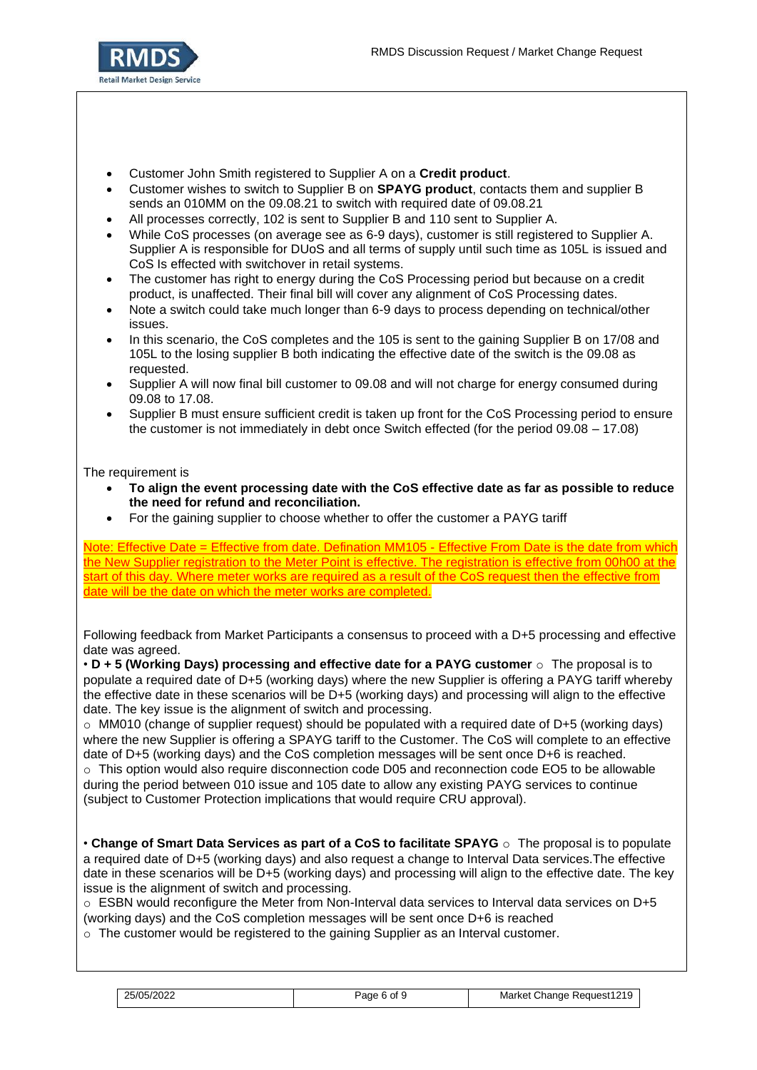- Customer John Smith registered to Supplier A on a **Credit product**.
- Customer wishes to switch to Supplier B on **SPAYG product**, contacts them and supplier B sends an 010MM on the 09.08.21 to switch with required date of 09.08.21
- All processes correctly, 102 is sent to Supplier B and 110 sent to Supplier A.
- While CoS processes (on average see as 6-9 days), customer is still registered to Supplier A. Supplier A is responsible for DUoS and all terms of supply until such time as 105L is issued and CoS Is effected with switchover in retail systems.
- The customer has right to energy during the CoS Processing period but because on a credit product, is unaffected. Their final bill will cover any alignment of CoS Processing dates.
- Note a switch could take much longer than 6-9 days to process depending on technical/other issues.
- In this scenario, the CoS completes and the 105 is sent to the gaining Supplier B on 17/08 and 105L to the losing supplier B both indicating the effective date of the switch is the 09.08 as requested.
- Supplier A will now final bill customer to 09.08 and will not charge for energy consumed during 09.08 to 17.08.
- Supplier B must ensure sufficient credit is taken up front for the CoS Processing period to ensure the customer is not immediately in debt once Switch effected (for the period 09.08 – 17.08)

The requirement is

- **To align the event processing date with the CoS effective date as far as possible to reduce the need for refund and reconciliation.**
- For the gaining supplier to choose whether to offer the customer a PAYG tariff

Note: Effective Date = Effective from date. Defination MM105 - Effective From Date is the date from which the New Supplier registration to the Meter Point is effective. The registration is effective from 00h00 at the start of this day. Where meter works are required as a result of the CoS request then the effective from date will be the date on which the meter works are completed.

Following feedback from Market Participants a consensus to proceed with a D+5 processing and effective date was agreed.

• **D + 5 (Working Days) processing and effective date for a PAYG customer** ○ The proposal is to populate a required date of D+5 (working days) where the new Supplier is offering a PAYG tariff whereby the effective date in these scenarios will be D+5 (working days) and processing will align to the effective date. The key issue is the alignment of switch and processing.

○ MM010 (change of supplier request) should be populated with a required date of D+5 (working days) where the new Supplier is offering a SPAYG tariff to the Customer. The CoS will complete to an effective date of D+5 (working days) and the CoS completion messages will be sent once D+6 is reached.

○ This option would also require disconnection code D05 and reconnection code EO5 to be allowable during the period between 010 issue and 105 date to allow any existing PAYG services to continue (subject to Customer Protection implications that would require CRU approval).

• **Change of Smart Data Services as part of a CoS to facilitate SPAYG** ○ The proposal is to populate a required date of D+5 (working days) and also request a change to Interval Data services.The effective date in these scenarios will be D+5 (working days) and processing will align to the effective date. The key issue is the alignment of switch and processing.

○ ESBN would reconfigure the Meter from Non-Interval data services to Interval data services on D+5 (working days) and the CoS completion messages will be sent once D+6 is reached

○ The customer would be registered to the gaining Supplier as an Interval customer.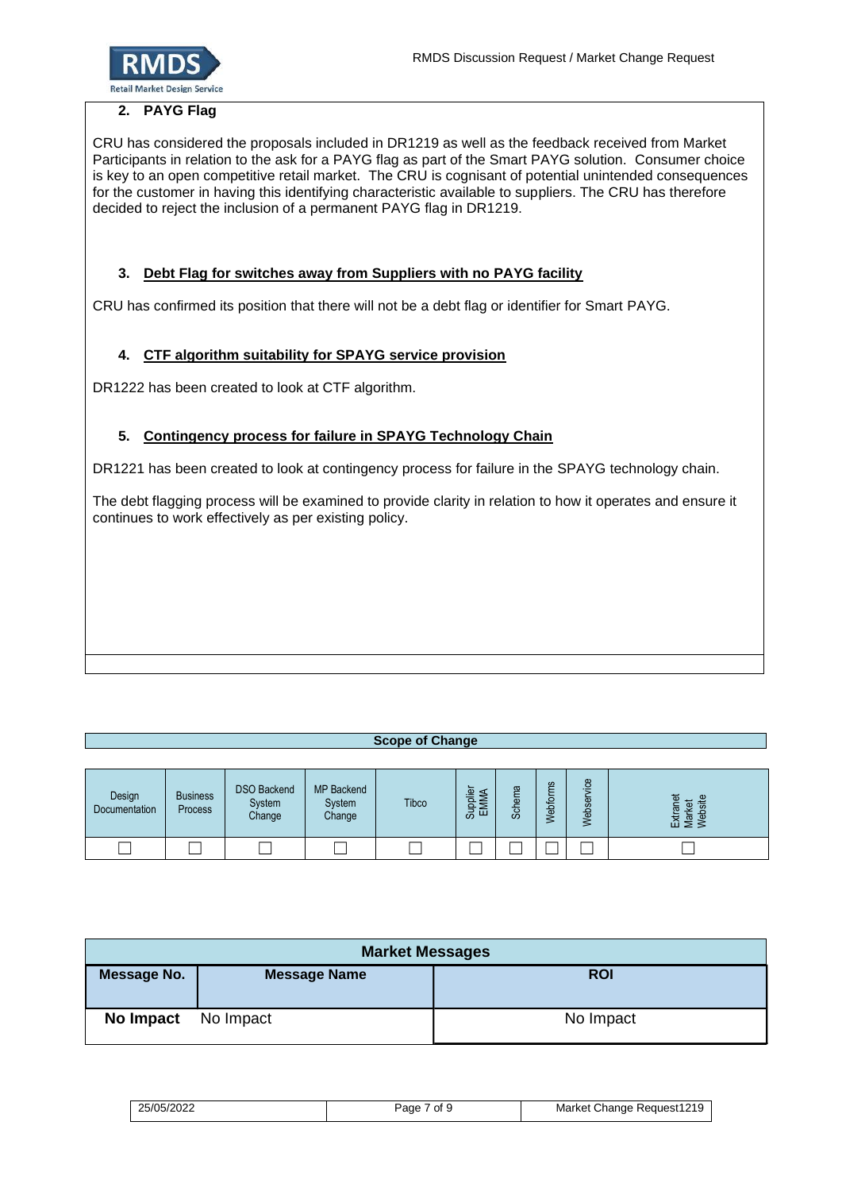## 2. PAYG Flag

CRU has considered the proposals included in DR1219 as well as the feedback received from Market Participants in relation to the ask for a PAYG flag as part of the Smart PAYG solution. Consumer choice is key to an open competitive retail market. The CRU is cognisant of potential unintended consequences for the customer in having this identifying characteristic available to suppliers. The CRU has therefore decided to reject the inclusion of a permanent PAYG flag in DR1219.

## 3. Debt Flag for switches away from Suppliers with no PAYG facility

CRU has confirmed its position that there will not be a debt flag or identifier for Smart PAYG.

## 4. CTF algorithm suitability for SPAYG service provision

DR1222 has been created to look at CTF algorithm.

## 5. Contingency process for failure in SPAYG Technology Chain

DR1221 has been created to look at contingency process for failure in the SPAYG technology chain.

The debt flagging process will be examined to provide clarity in relation to how it operates and ensure it continues to work effectively as per existing policy.

**Scope of Change**

| Design Documentation | Business Process | DSO Backend System Change | MP Backend System Change | Tibco | Supplier EMMA | Schema | Webforms | Webservice | Extranet Market Website |
|---|---|---|---|---|---|---|---|---|---|
| ☐ | ☐ | ☐ | ☐ | ☐ | ☐ | ☐ | ☐ | ☐ | ☐ |

| Market Messages | | |
|---|---|---|
| **Message No.** | **Message Name** | **ROI** |
| **No Impact** | No Impact | No Impact |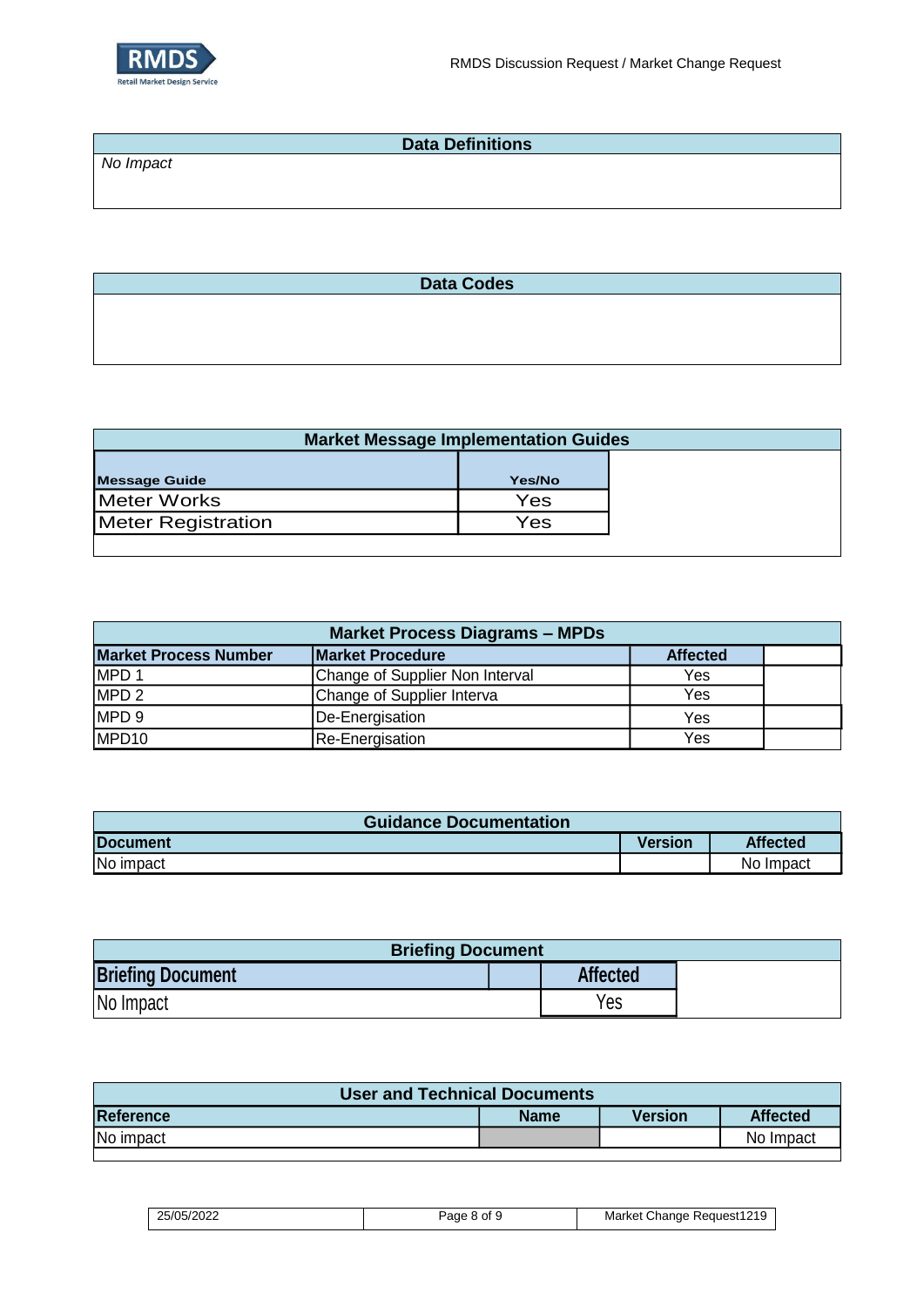## Data Definitions

*No Impact*

## Data Codes

## Market Message Implementation Guides

| Message Guide | Yes/No |
|---|---|
| Meter Works | Yes |
| Meter Registration | Yes |

## Market Process Diagrams – MPDs

| Market Process Number | Market Procedure | Affected |
|---|---|---|
| MPD 1 | Change of Supplier Non Interval | Yes |
| MPD 2 | Change of Supplier Interva | Yes |
| MPD 9 | De-Energisation | Yes |
| MPD10 | Re-Energisation | Yes |

## Guidance Documentation

| Document | Version | Affected |
|---|---|---|
| No impact | | No Impact |

## Briefing Document

| Briefing Document | | Affected |
|---|---|---|
| No Impact | | Yes |

## User and Technical Documents

| Reference | Name | Version | Affected |
|---|---|---|---|
| No impact | | | No Impact |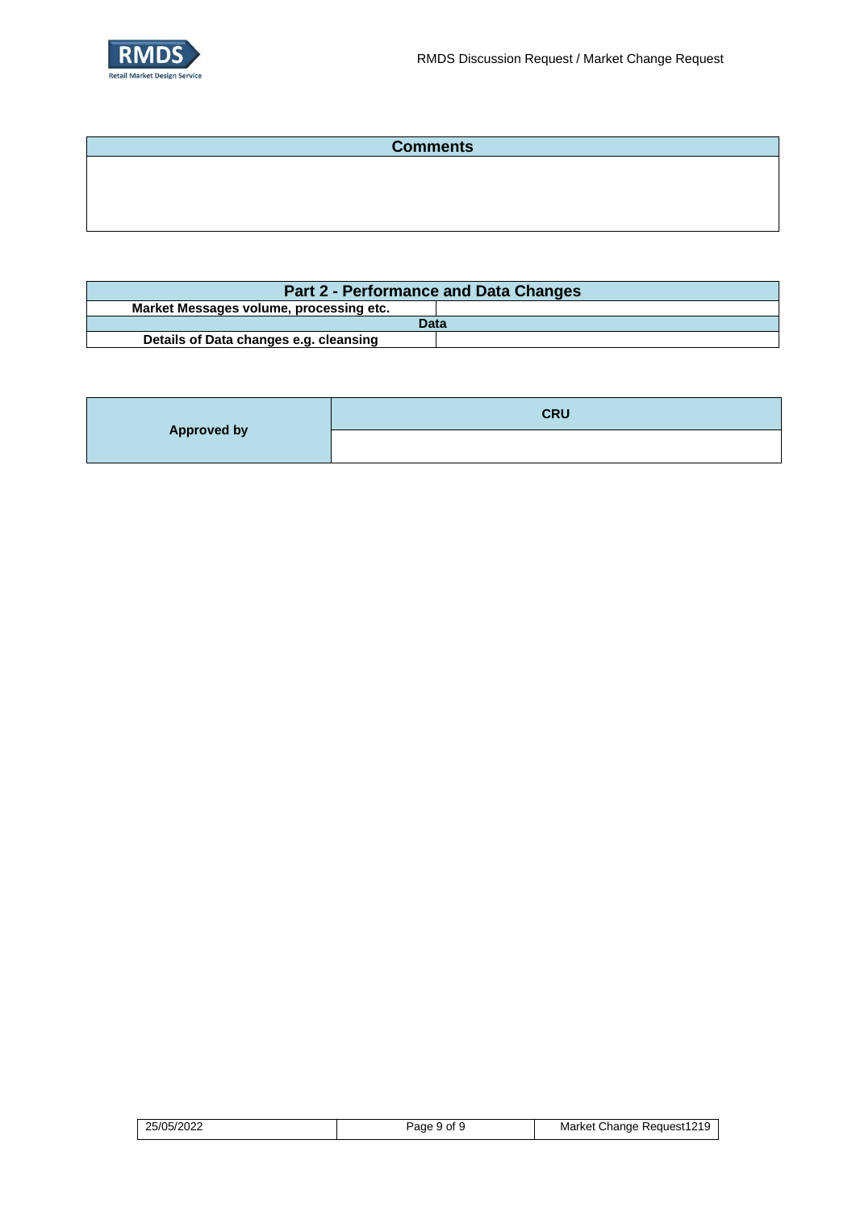| Comments |
| --- |
| |

| Part 2 - Performance and Data Changes | |
| --- | --- |
| **Market Messages volume, processing etc.** | |
| **Data** | |
| **Details of Data changes e.g. cleansing** | |

| Approved by | CRU |
| --- | --- |
| | |